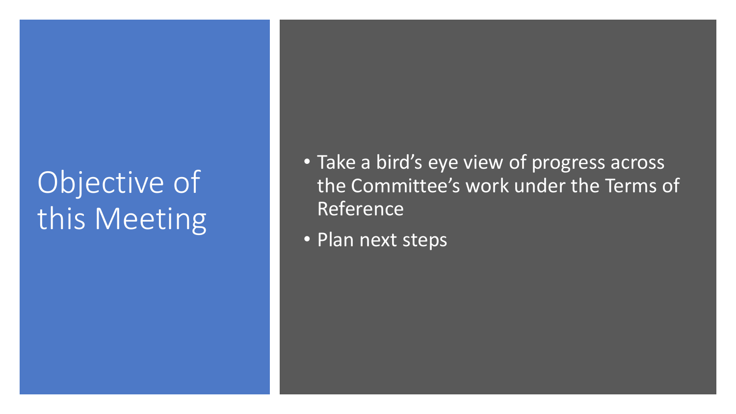# Objective of this Meeting

- Take a bird's eye view of progress across the Committee's work under the Terms of Reference
- Plan next steps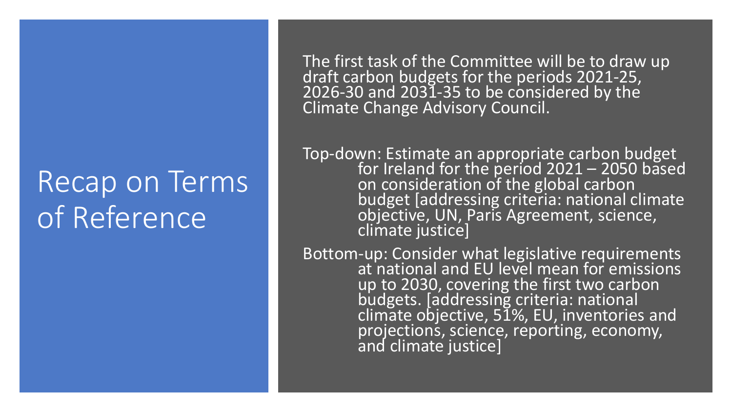# Recap on Terms of Reference

The first task of the Committee will be to draw up draft carbon budgets for the periods 2021-25, 2026-30 and 2031-35 to be considered by the Climate Change Advisory Council.

Top-down: Estimate an appropriate carbon budget for Ireland for the period 2021 – 2050 based on consideration of the global carbon budget [addressing criteria: national climate objective, UN, Paris Agreement, science, climate justice]

Bottom-up: Consider what legislative requirements at national and EU level mean for emissions up to 2030, covering the first two carbon budgets. [addressing criteria: national climate objective, 51%, EU, inventories and projections, science, reporting, economy, and climate justice]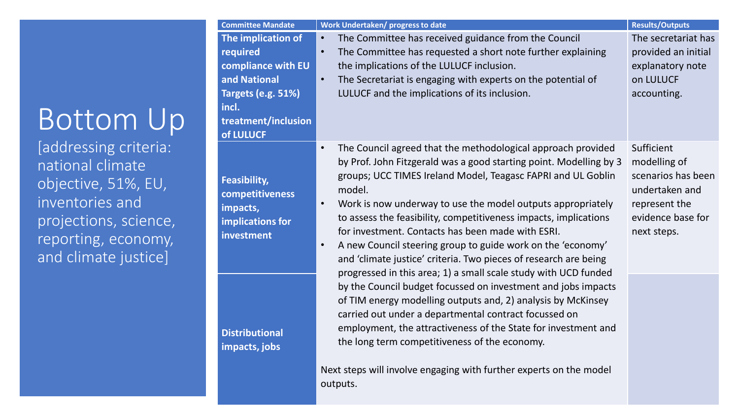# Bottom Up

[addressing criteria: national climate objective, 51%, EU, inventories and projections, science, reporting, economy, and climate justice]

| Committee Mandate | Work Undertaken/ progress to date | Results/Outputs |
|---|---|---|
| **The implication of required compliance with EU and National Targets (e.g. 51%) incl. treatment/inclusion of LULUCF** | • The Committee has received guidance from the Council<br>• The Committee has requested a short note further explaining the implications of the LULUCF inclusion.<br>• The Secretariat is engaging with experts on the potential of LULUCF and the implications of its inclusion. | The secretariat has provided an initial explanatory note on LULUCF accounting. |
| **Feasibility, competitiveness impacts, implications for investment** | • The Council agreed that the methodological approach provided by Prof. John Fitzgerald was a good starting point. Modelling by 3 groups; UCC TIMES Ireland Model, Teagasc FAPRI and UL Goblin model.<br>• Work is now underway to use the model outputs appropriately to assess the feasibility, competitiveness impacts, implications for investment. Contacts has been made with ESRI.<br>• A new Council steering group to guide work on the 'economy' and 'climate justice' criteria. Two pieces of research are being progressed in this area; 1) a small scale study with UCD funded by the Council budget focussed on investment and jobs impacts of TIM energy modelling outputs and, 2) analysis by McKinsey carried out under a departmental contract focussed on employment, the attractiveness of the State for investment and the long term competitiveness of the economy.<br><br>Next steps will involve engaging with further experts on the model outputs. | Sufficient modelling of scenarios has been undertaken and represent the evidence base for next steps. |
| **Distributional impacts, jobs** | | |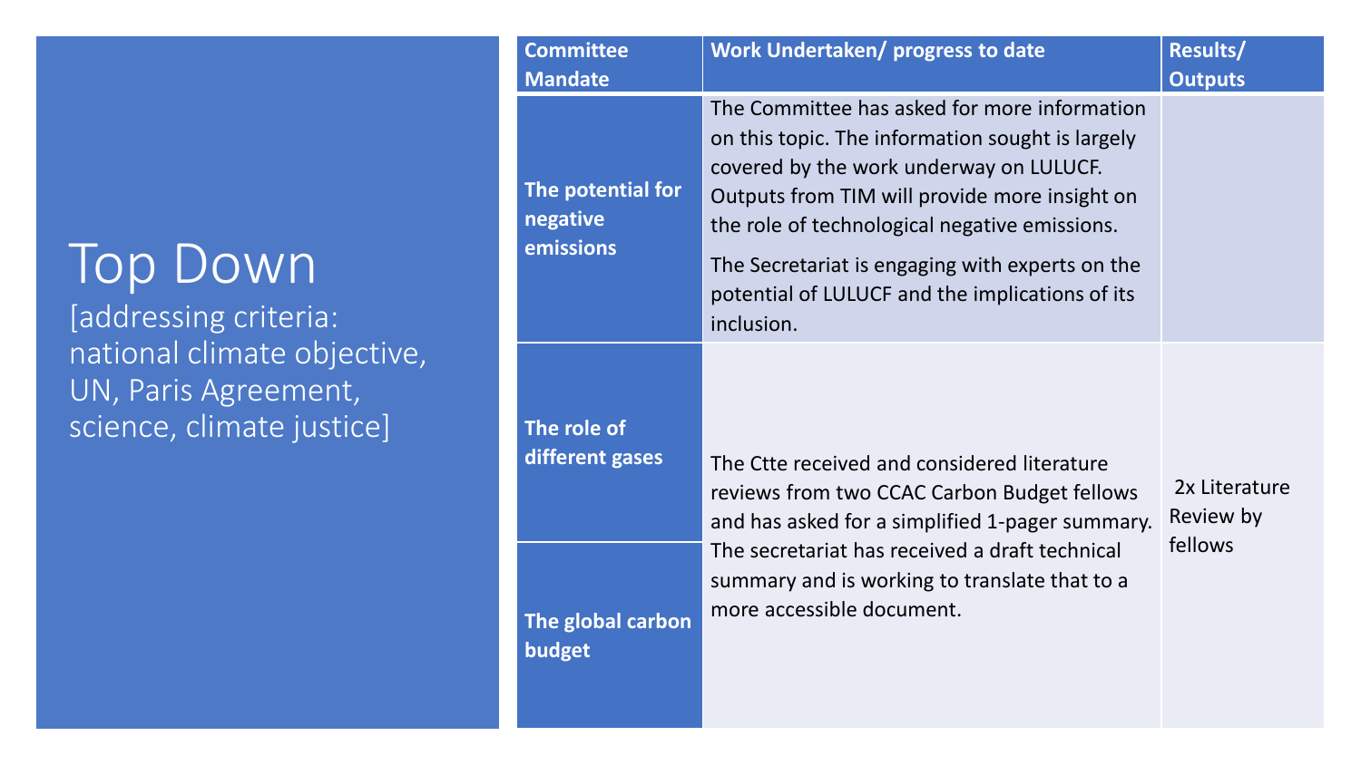# Top Down

[addressing criteria: national climate objective, UN, Paris Agreement, science, climate justice]

| Committee Mandate | Work Undertaken/ progress to date | Results/ Outputs |
|---|---|---|
| **The potential for negative emissions** | The Committee has asked for more information on this topic. The information sought is largely covered by the work underway on LULUCF. Outputs from TIM will provide more insight on the role of technological negative emissions.<br><br>The Secretariat is engaging with experts on the potential of LULUCF and the implications of its inclusion. | |
| **The role of different gases** | The Ctte received and considered literature reviews from two CCAC Carbon Budget fellows and has asked for a simplified 1-pager summary. The secretariat has received a draft technical summary and is working to translate that to a more accessible document. | 2x Literature Review by fellows |
| **The global carbon budget** | | |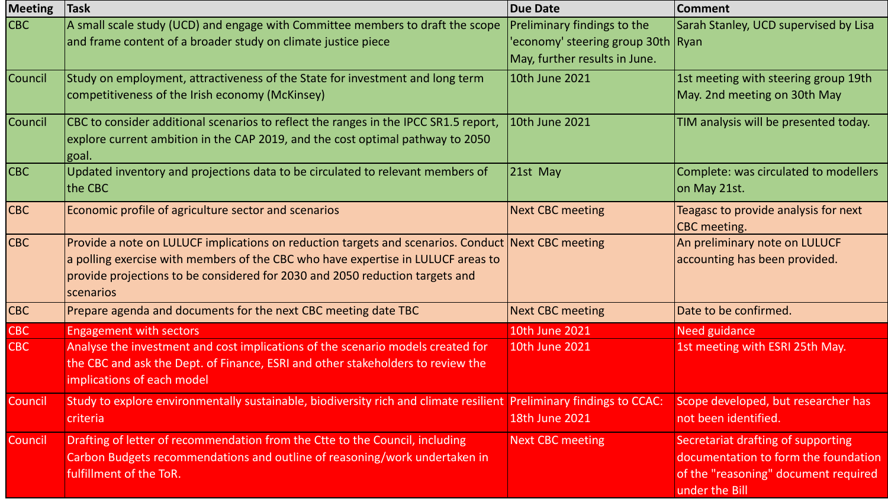| Meeting | Task | Due Date | Comment |
| --- | --- | --- | --- |
| CBC | A small scale study (UCD) and engage with Committee members to draft the scope and frame content of a broader study on climate justice piece | Preliminary findings to the 'economy' steering group 30th May, further results in June. | Sarah Stanley, UCD supervised by Lisa Ryan |
| Council | Study on employment, attractiveness of the State for investment and long term competitiveness of the Irish economy (McKinsey) | 10th June 2021 | 1st meeting with steering group 19th May. 2nd meeting on 30th May |
| Council | CBC to consider additional scenarios to reflect the ranges in the IPCC SR1.5 report, explore current ambition in the CAP 2019, and the cost optimal pathway to 2050 goal. | 10th June 2021 | TIM analysis will be presented today. |
| CBC | Updated inventory and projections data to be circulated to relevant members of the CBC | 21st May | Complete: was circulated to modellers on May 21st. |
| CBC | Economic profile of agriculture sector and scenarios | Next CBC meeting | Teagasc to provide analysis for next CBC meeting. |
| CBC | Provide a note on LULUCF implications on reduction targets and scenarios. Conduct a polling exercise with members of the CBC who have expertise in LULUCF areas to provide projections to be considered for 2030 and 2050 reduction targets and scenarios | Next CBC meeting | An preliminary note on LULUCF accounting has been provided. |
| CBC | Prepare agenda and documents for the next CBC meeting date TBC | Next CBC meeting | Date to be confirmed. |
| CBC | Engagement with sectors | 10th June 2021 | Need guidance |
| CBC | Analyse the investment and cost implications of the scenario models created for the CBC and ask the Dept. of Finance, ESRI and other stakeholders to review the implications of each model | 10th June 2021 | 1st meeting with ESRI 25th May. |
| Council | Study to explore environmentally sustainable, biodiversity rich and climate resilient criteria | Preliminary findings to CCAC: 18th June 2021 | Scope developed, but researcher has not been identified. |
| Council | Drafting of letter of recommendation from the Ctte to the Council, including Carbon Budgets recommendations and outline of reasoning/work undertaken in fulfillment of the ToR. | Next CBC meeting | Secretariat drafting of supporting documentation to form the foundation of the "reasoning" document required under the Bill |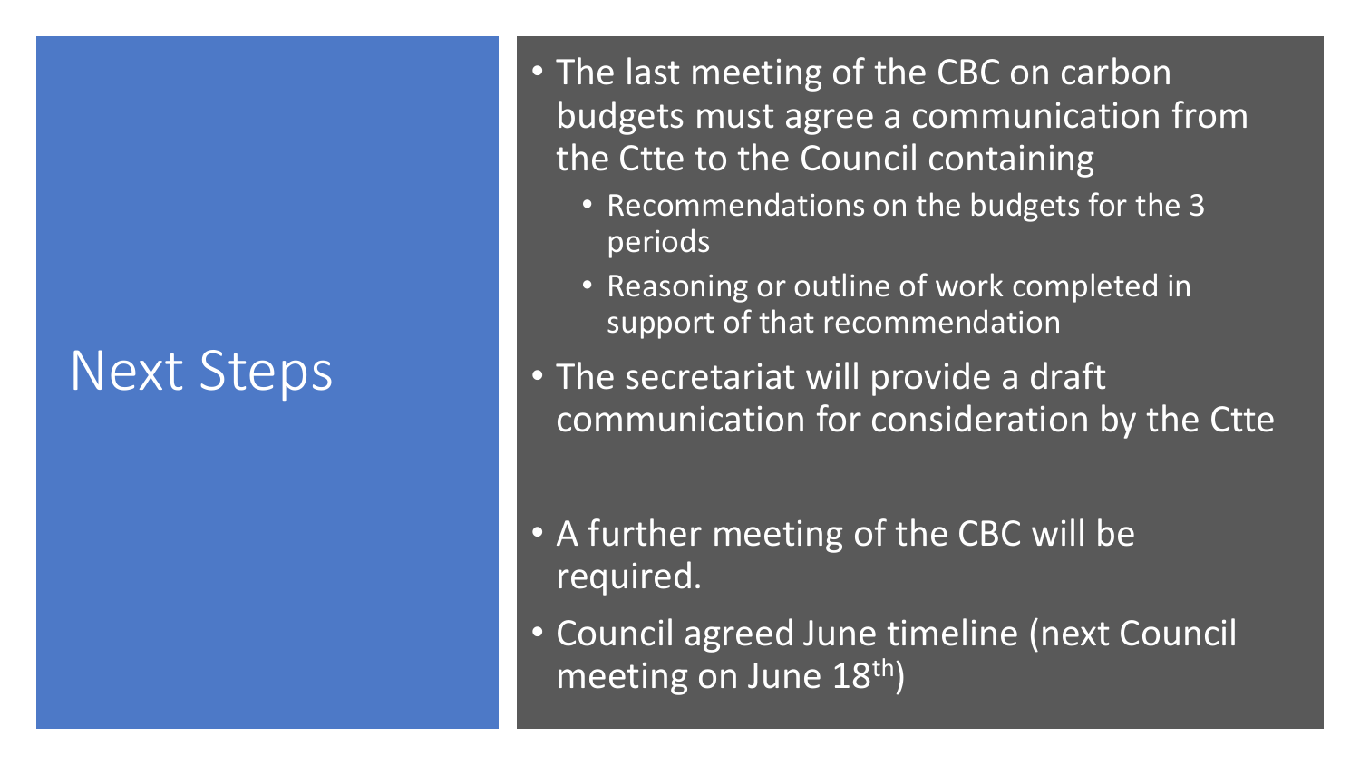# Next Steps

- The last meeting of the CBC on carbon budgets must agree a communication from the Ctte to the Council containing
  - Recommendations on the budgets for the 3 periods
  - Reasoning or outline of work completed in support of that recommendation
- The secretariat will provide a draft communication for consideration by the Ctte
- A further meeting of the CBC will be required.
- Council agreed June timeline (next Council meeting on June 18th)